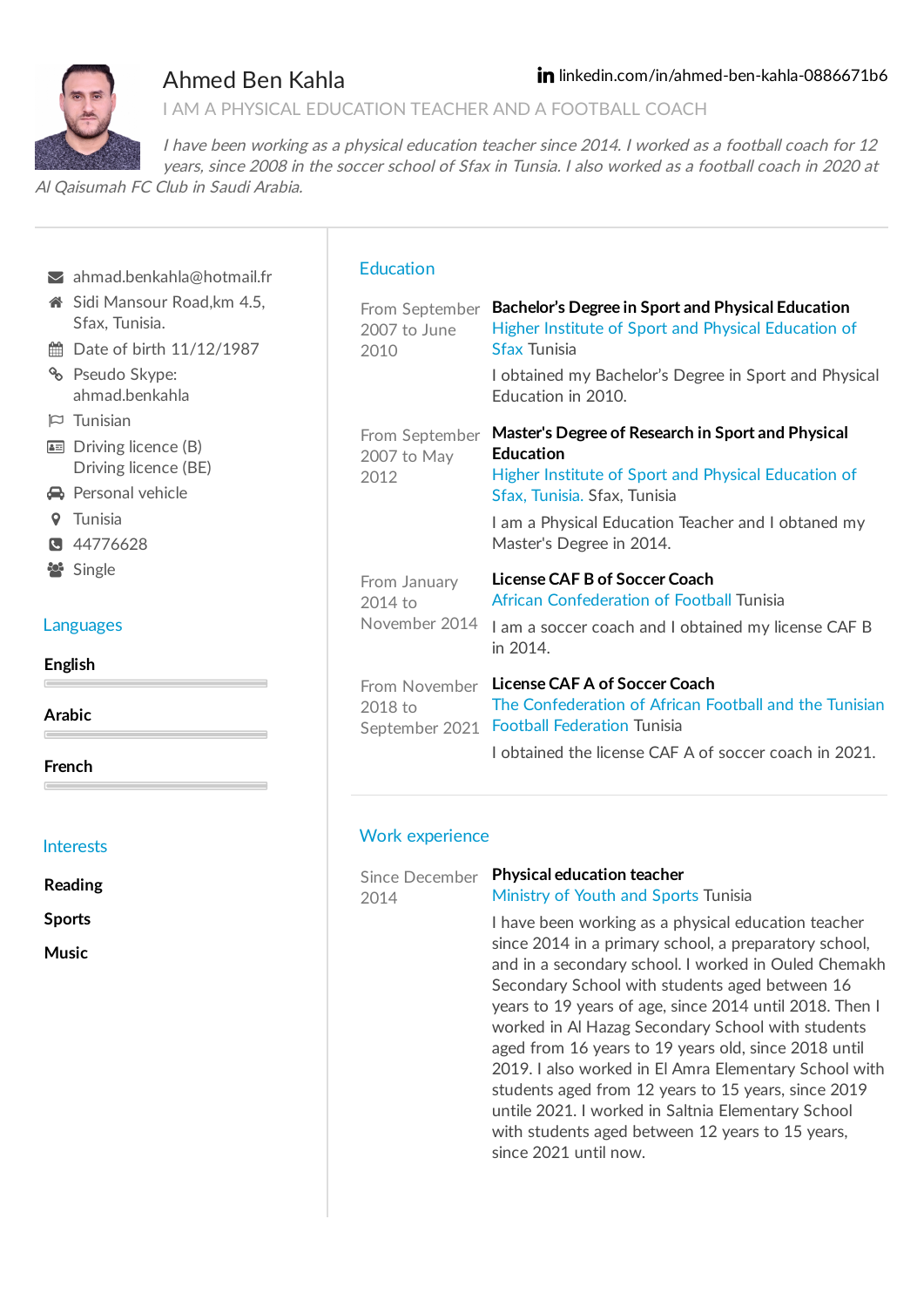# Ahmed Ben Kahla

linkedin.com/in/ahmed-ben-kahla-0886671b6

I AM A PHYSICAL EDUCATION TEACHER AND A FOOTBALL COACH

*I have been working as a physical education teacher since 2014. I worked as a football coach for 12 years, since 2008 in the soccer school of Sfax in Tunsia. I also worked as a football coach in 2020 at Al Qaisumah FC Club in Saudi Arabia.*

---

- ahmad.benkahla@hotmail.fr
- Sidi Mansour Road,km 4.5, Sfax, Tunisia.
- Date of birth 11/12/1987
- Pseudo Skype: ahmad.benkahla
- Tunisian
- Driving licence (B)
  Driving licence (BE)
- Personal vehicle
- Tunisia
- 44776628
- Single

## Languages

**English**

**Arabic**

**French**

## Interests

**Reading**

**Sports**

**Music**

## Education

From September 2007 to June 2010

**Bachelor's Degree in Sport and Physical Education**
Higher Institute of Sport and Physical Education of Sfax Tunisia

I obtained my Bachelor's Degree in Sport and Physical Education in 2010.

From September 2007 to May 2012

**Master's Degree of Research in Sport and Physical Education**
Higher Institute of Sport and Physical Education of Sfax, Tunisia. Sfax, Tunisia

I am a Physical Education Teacher and I obtaned my Master's Degree in 2014.

From January 2014 to November 2014

**License CAF B of Soccer Coach**
African Confederation of Football Tunisia

I am a soccer coach and I obtained my license CAF B in 2014.

From November 2018 to September 2021

**License CAF A of Soccer Coach**
The Confederation of African Football and the Tunisian Football Federation Tunisia

I obtained the license CAF A of soccer coach in 2021.

## Work experience

Since December 2014

**Physical education teacher**
Ministry of Youth and Sports Tunisia

I have been working as a physical education teacher since 2014 in a primary school, a preparatory school, and in a secondary school. I worked in Ouled Chemakh Secondary School with students aged between 16 years to 19 years of age, since 2014 until 2018. Then I worked in Al Hazag Secondary School with students aged from 16 years to 19 years old, since 2018 until 2019. I also worked in El Amra Elementary School with students aged from 12 years to 15 years, since 2019 untile 2021. I worked in Saltnia Elementary School with students aged between 12 years to 15 years, since 2021 until now.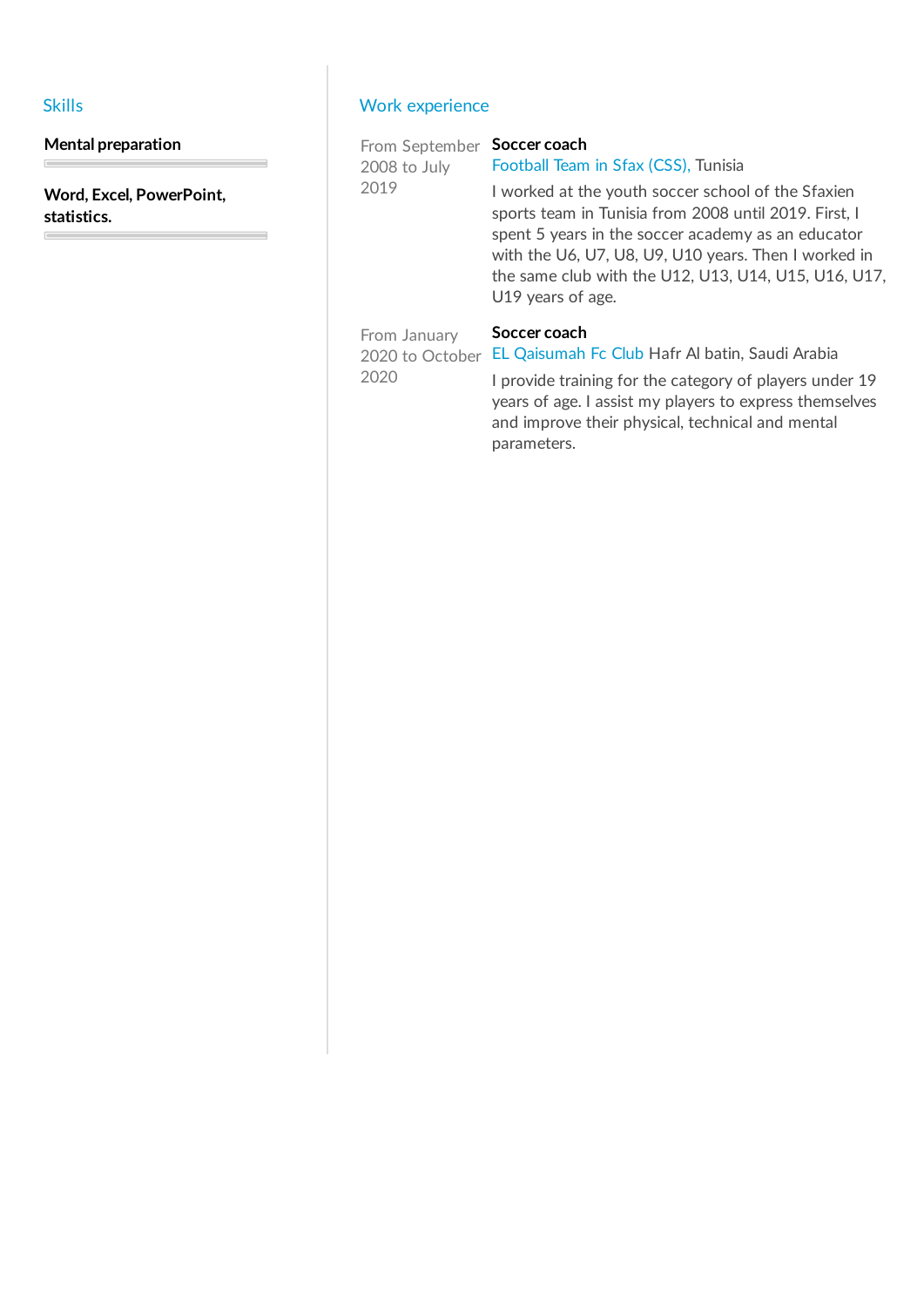## Skills

**Mental preparation**

**Word, Excel, PowerPoint, statistics.**

## Work experience

From September 2008 to July 2019

**Soccer coach**

Football Team in Sfax (CSS), Tunisia

I worked at the youth soccer school of the Sfaxien sports team in Tunisia from 2008 until 2019. First, I spent 5 years in the soccer academy as an educator with the U6, U7, U8, U9, U10 years. Then I worked in the same club with the U12, U13, U14, U15, U16, U17, U19 years of age.

From January 2020 to October 2020

**Soccer coach**

EL Qaisumah Fc Club Hafr Al batin, Saudi Arabia

I provide training for the category of players under 19 years of age. I assist my players to express themselves and improve their physical, technical and mental parameters.